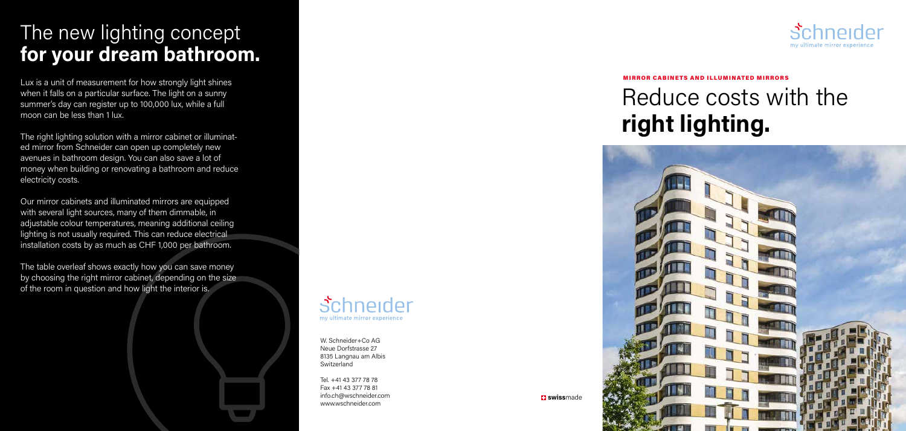# The new lighting concept **for your dream bathroom.**

Lux is a unit of measurement for how strongly light shines when it falls on a particular surface. The light on a sunny summer's day can register up to 100,000 lux, while a full moon can be less than 1 lux.

The right lighting solution with a mirror cabinet or illuminated mirror from Schneider can open up completely new avenues in bathroom design. You can also save a lot of money when building or renovating a bathroom and reduce electricity costs.

Our mirror cabinets and illuminated mirrors are equipped with several light sources, many of them dimmable, in adjustable colour temperatures, meaning additional ceiling lighting is not usually required. This can reduce electrical installation costs by as much as CHF 1,000 per bathroom.

The table overleaf shows exactly how you can save money by choosing the right mirror cabinet, depending on the size of the room in question and how light the interior is.

schneider
my ultimate mirror experience

W. Schneider+Co AG
Neue Dorfstrasse 27
8135 Langnau am Albis
Switzerland

Tel. +41 43 377 78 78
Fax +41 43 377 78 81
info.ch@wschneider.com
www.wschneider.com

swissmade

schneider
my ultimate mirror experience

MIRROR CABINETS AND ILLUMINATED MIRRORS

# Reduce costs with the **right lighting.**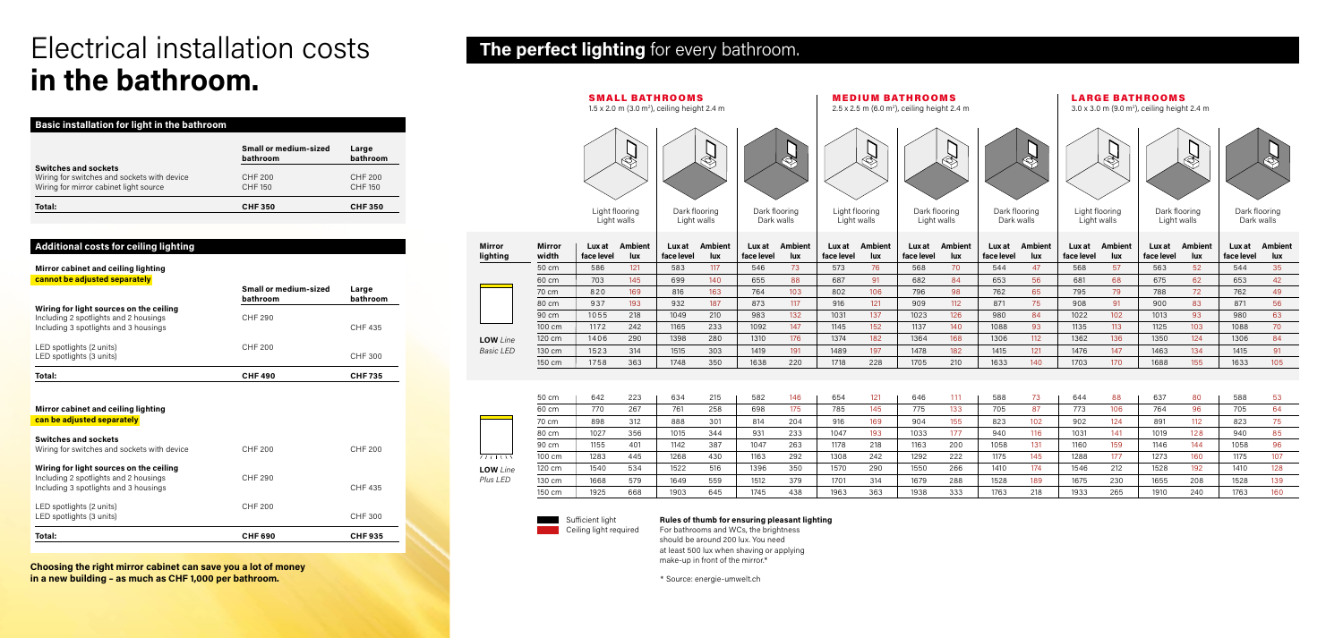# Electrical installation costs **in the bathroom.**

### Basic installation for light in the bathroom

| | Small or medium-sized bathroom | Large bathroom |
|---|---|---|
| **Switches and sockets** | | |
| Wiring for switches and sockets with device | CHF 200 | CHF 200 |
| Wiring for mirror cabinet light source | CHF 150 | CHF 150 |
| **Total:** | **CHF 350** | **CHF 350** |

### Additional costs for ceiling lighting

**Mirror cabinet and ceiling lighting cannot be adjusted separately**

| | Small or medium-sized bathroom | Large bathroom |
|---|---|---|
| **Wiring for light sources on the ceiling** | | |
| Including 2 spotlights and 2 housings | CHF 290 | |
| Including 3 spotlights and 3 housings | | CHF 435 |
| LED spotlights (2 units) | CHF 200 | |
| LED spotlights (3 units) | | CHF 300 |
| **Total:** | **CHF 490** | **CHF 735** |

**Mirror cabinet and ceiling lighting can be adjusted separately**

| | Small or medium-sized bathroom | Large bathroom |
|---|---|---|
| **Switches and sockets** | | |
| Wiring for switches and sockets with device | CHF 200 | CHF 200 |
| **Wiring for light sources on the ceiling** | | |
| Including 2 spotlights and 2 housings | CHF 290 | |
| Including 3 spotlights and 3 housings | | CHF 435 |
| LED spotlights (2 units) | CHF 200 | |
| LED spotlights (3 units) | | CHF 300 |
| **Total:** | **CHF 690** | **CHF 935** |

**Choosing the right mirror cabinet can save you a lot of money in a new building – as much as CHF 1,000 per bathroom.**

## **The perfect lighting** for every bathroom.

**SMALL BATHROOMS** 1.5 x 2.0 m (3.0 m²), ceiling height 2.4 m

**MEDIUM BATHROOMS** 2.5 x 2.5 m (6.0 m²), ceiling height 2.4 m

**LARGE BATHROOMS** 3.0 x 3.0 m (9.0 m²), ceiling height 2.4 m

| | | Small: Light flooring, Light walls | | Small: Dark flooring, Light walls | | Small: Dark flooring, Dark walls | | Medium: Light flooring, Light walls | | Medium: Dark flooring, Light walls | | Medium: Dark flooring, Dark walls | | Large: Light flooring, Light walls | | Large: Dark flooring, Light walls | | Large: Dark flooring, Dark walls | |
|---|---|---|---|---|---|---|---|---|---|---|---|---|---|---|---|---|---|---|---|
| **Mirror lighting** | **Mirror width** | **Lux at face level** | **Ambient lux** | **Lux at face level** | **Ambient lux** | **Lux at face level** | **Ambient lux** | **Lux at face level** | **Ambient lux** | **Lux at face level** | **Ambient lux** | **Lux at face level** | **Ambient lux** | **Lux at face level** | **Ambient lux** | **Lux at face level** | **Ambient lux** | **Lux at face level** | **Ambient lux** |
| **LOW** *Line Basic LED* | 50 cm | 586 | 121 | 583 | 117 | 546 | 73 | 573 | 76 | 568 | 70 | 544 | 47 | 568 | 57 | 563 | 52 | 544 | 35 |
| | 60 cm | 703 | 145 | 699 | 140 | 655 | 88 | 687 | 91 | 682 | 84 | 653 | 56 | 681 | 68 | 675 | 62 | 653 | 42 |
| | 70 cm | 820 | 169 | 816 | 163 | 764 | 103 | 802 | 106 | 796 | 98 | 762 | 65 | 795 | 79 | 788 | 72 | 762 | 49 |
| | 80 cm | 937 | 193 | 932 | 187 | 873 | 117 | 916 | 121 | 909 | 112 | 871 | 75 | 908 | 91 | 900 | 83 | 871 | 56 |
| | 90 cm | 1055 | 218 | 1049 | 210 | 983 | 132 | 1031 | 137 | 1023 | 126 | 980 | 84 | 1022 | 102 | 1013 | 93 | 980 | 63 |
| | 100 cm | 1172 | 242 | 1165 | 233 | 1092 | 147 | 1145 | 152 | 1137 | 140 | 1088 | 93 | 1135 | 113 | 1125 | 103 | 1088 | 70 |
| | 120 cm | 1406 | 290 | 1398 | 280 | 1310 | 176 | 1374 | 182 | 1364 | 168 | 1306 | 112 | 1362 | 136 | 1350 | 124 | 1306 | 84 |
| | 130 cm | 1523 | 314 | 1515 | 303 | 1419 | 191 | 1489 | 197 | 1478 | 182 | 1415 | 121 | 1476 | 147 | 1463 | 134 | 1415 | 91 |
| | 150 cm | 1758 | 363 | 1748 | 350 | 1638 | 220 | 1718 | 228 | 1705 | 210 | 1633 | 140 | 1703 | 170 | 1688 | 155 | 1633 | 105 |
| **LOW** *Line Plus LED* | 50 cm | 642 | 223 | 634 | 215 | 582 | 146 | 654 | 121 | 646 | 111 | 588 | 73 | 644 | 88 | 637 | 80 | 588 | 53 |
| | 60 cm | 770 | 267 | 761 | 258 | 698 | 175 | 785 | 145 | 775 | 133 | 705 | 87 | 773 | 106 | 764 | 96 | 705 | 64 |
| | 70 cm | 898 | 312 | 888 | 301 | 814 | 204 | 916 | 169 | 904 | 155 | 823 | 102 | 902 | 124 | 891 | 112 | 823 | 75 |
| | 80 cm | 1027 | 356 | 1015 | 344 | 931 | 233 | 1047 | 193 | 1033 | 177 | 940 | 116 | 1031 | 141 | 1019 | 128 | 940 | 85 |
| | 90 cm | 1155 | 401 | 1142 | 387 | 1047 | 263 | 1178 | 218 | 1163 | 200 | 1058 | 131 | 1160 | 159 | 1146 | 144 | 1058 | 96 |
| | 100 cm | 1283 | 445 | 1268 | 430 | 1163 | 292 | 1308 | 242 | 1292 | 222 | 1175 | 145 | 1288 | 177 | 1273 | 160 | 1175 | 107 |
| | 120 cm | 1540 | 534 | 1522 | 516 | 1396 | 350 | 1570 | 290 | 1550 | 266 | 1410 | 174 | 1546 | 212 | 1528 | 192 | 1410 | 128 |
| | 130 cm | 1668 | 579 | 1649 | 559 | 1512 | 379 | 1701 | 314 | 1679 | 288 | 1528 | 189 | 1675 | 230 | 1655 | 208 | 1528 | 139 |
| | 150 cm | 1925 | 668 | 1903 | 645 | 1745 | 438 | 1963 | 363 | 1938 | 333 | 1763 | 218 | 1933 | 265 | 1910 | 240 | 1763 | 160 |

Sufficient light
Ceiling light required

**Rules of thumb for ensuring pleasant lighting**
For bathrooms and WCs, the brightness should be around 200 lux. You need at least 500 lux when shaving or applying make-up in front of the mirror.*

\* Source: energie-umwelt.ch